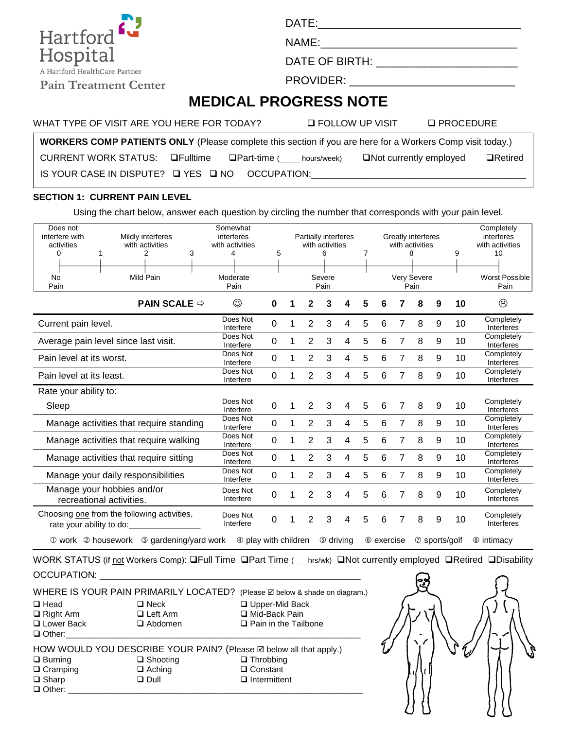Hartford Hospital
A Hartford HealthCare Partner
Pain Treatment Center

DATE:________________________________

NAME:________________________________

DATE OF BIRTH: ______________________

PROVIDER: ___________________________

# MEDICAL PROGRESS NOTE

WHAT TYPE OF VISIT ARE YOU HERE FOR TODAY? ❑ FOLLOW UP VISIT ❑ PROCEDURE

**WORKERS COMP PATIENTS ONLY** (Please complete this section if you are here for a Workers Comp visit today.)

CURRENT WORK STATUS: ❑Fulltime ❑Part-time (____ hours/week) ❑Not currently employed ❑Retired

IS YOUR CASE IN DISPUTE? ❑ YES ❑ NO OCCUPATION:________________________________________

### SECTION 1: CURRENT PAIN LEVEL

Using the chart below, answer each question by circling the number that corresponds with your pain level.

| 0 | 1 | 2 | 3 | 4 | 5 | 6 | 7 | 8 | 9 | 10 |
|---|---|---|---|---|---|---|---|---|---|---|
| Does not interfere with activities | | Mildly interferes with activities | | Somewhat interferes with activities | | Partially interferes with activities | | Greatly interferes with activities | | Completely interferes with activities |
| No Pain | | Mild Pain | | Moderate Pain | | Severe Pain | | Very Severe Pain | | Worst Possible Pain |

| PAIN SCALE ⇨ | ☺ | 0 | 1 | 2 | 3 | 4 | 5 | 6 | 7 | 8 | 9 | 10 | ☹ |
|---|---|---|---|---|---|---|---|---|---|---|---|---|---|
| Current pain level. | Does Not Interfere | 0 | 1 | 2 | 3 | 4 | 5 | 6 | 7 | 8 | 9 | 10 | Completely Interferes |
| Average pain level since last visit. | Does Not Interfere | 0 | 1 | 2 | 3 | 4 | 5 | 6 | 7 | 8 | 9 | 10 | Completely Interferes |
| Pain level at its worst. | Does Not Interfere | 0 | 1 | 2 | 3 | 4 | 5 | 6 | 7 | 8 | 9 | 10 | Completely Interferes |
| Pain level at its least. | Does Not Interfere | 0 | 1 | 2 | 3 | 4 | 5 | 6 | 7 | 8 | 9 | 10 | Completely Interferes |
| Rate your ability to: | | | | | | | | | | | | | |
| Sleep | Does Not Interfere | 0 | 1 | 2 | 3 | 4 | 5 | 6 | 7 | 8 | 9 | 10 | Completely Interferes |
| Manage activities that require standing | Does Not Interfere | 0 | 1 | 2 | 3 | 4 | 5 | 6 | 7 | 8 | 9 | 10 | Completely Interferes |
| Manage activities that require walking | Does Not Interfere | 0 | 1 | 2 | 3 | 4 | 5 | 6 | 7 | 8 | 9 | 10 | Completely Interferes |
| Manage activities that require sitting | Does Not Interfere | 0 | 1 | 2 | 3 | 4 | 5 | 6 | 7 | 8 | 9 | 10 | Completely Interferes |
| Manage your daily responsibilities | Does Not Interfere | 0 | 1 | 2 | 3 | 4 | 5 | 6 | 7 | 8 | 9 | 10 | Completely Interferes |
| Manage your hobbies and/or recreational activities. | Does Not Interfere | 0 | 1 | 2 | 3 | 4 | 5 | 6 | 7 | 8 | 9 | 10 | Completely Interferes |
| Choosing one from the following activities, rate your ability to do:_______________ | Does Not Interfere | 0 | 1 | 2 | 3 | 4 | 5 | 6 | 7 | 8 | 9 | 10 | Completely Interferes |

① work ② housework ③ gardening/yard work ④ play with children ⑤ driving ⑥ exercise ⑦ sports/golf ⑧ intimacy

WORK STATUS (if not Workers Comp): ❑Full Time ❑Part Time (___hrs/wk) ❑Not currently employed ❑Retired ❑Disability

OCCUPATION: ________________________________________________

WHERE IS YOUR PAIN PRIMARILY LOCATED? (Please ☑ below & shade on diagram.)

❑ Head ❑ Neck ❑ Upper-Mid Back
❑ Right Arm ❑ Left Arm ❑ Mid-Back Pain
❑ Lower Back ❑ Abdomen ❑ Pain in the Tailbone
❑ Other:________________________________________________

HOW WOULD YOU DESCRIBE YOUR PAIN? (Please ☑ below all that apply.)

❑ Burning ❑ Shooting ❑ Throbbing
❑ Cramping ❑ Aching ❑ Constant
❑ Sharp ❑ Dull ❑ Intermittent
❑ Other: ________________________________________________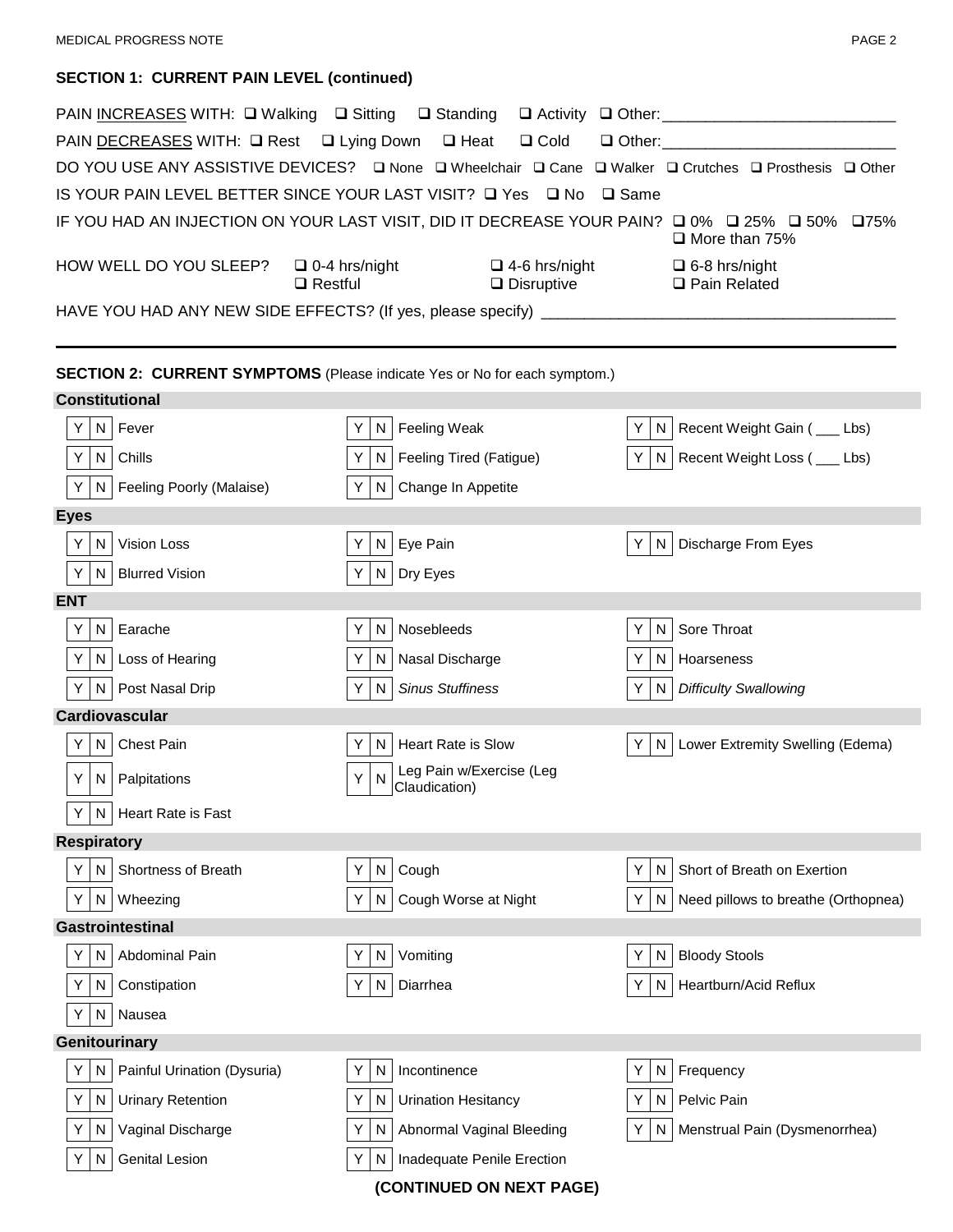## SECTION 1: CURRENT PAIN LEVEL (continued)

PAIN INCREASES WITH: ☐ Walking ☐ Sitting ☐ Standing ☐ Activity ☐ Other: ___________________________

PAIN DECREASES WITH: ☐ Rest ☐ Lying Down ☐ Heat ☐ Cold ☐ Other: ___________________________

DO YOU USE ANY ASSISTIVE DEVICES? ☐ None ☐ Wheelchair ☐ Cane ☐ Walker ☐ Crutches ☐ Prosthesis ☐ Other

IS YOUR PAIN LEVEL BETTER SINCE YOUR LAST VISIT? ☐ Yes ☐ No ☐ Same

IF YOU HAD AN INJECTION ON YOUR LAST VISIT, DID IT DECREASE YOUR PAIN? ☐ 0% ☐ 25% ☐ 50% ☐ 75% ☐ More than 75%

HOW WELL DO YOU SLEEP? ☐ 0-4 hrs/night ☐ Restful ☐ 4-6 hrs/night ☐ Disruptive ☐ 6-8 hrs/night ☐ Pain Related

HAVE YOU HAD ANY NEW SIDE EFFECTS? (If yes, please specify) ________________________________________

---

## SECTION 2: CURRENT SYMPTOMS (Please indicate Yes or No for each symptom.)

### Constitutional

| | | |
|---|---|---|
| Y \| N Fever | Y \| N Feeling Weak | Y \| N Recent Weight Gain ( ___ Lbs) |
| Y \| N Chills | Y \| N Feeling Tired (Fatigue) | Y \| N Recent Weight Loss ( ___ Lbs) |
| Y \| N Feeling Poorly (Malaise) | Y \| N Change In Appetite | |

### Eyes

| | | |
|---|---|---|
| Y \| N Vision Loss | Y \| N Eye Pain | Y \| N Discharge From Eyes |
| Y \| N Blurred Vision | Y \| N Dry Eyes | |

### ENT

| | | |
|---|---|---|
| Y \| N Earache | Y \| N Nosebleeds | Y \| N Sore Throat |
| Y \| N Loss of Hearing | Y \| N Nasal Discharge | Y \| N Hoarseness |
| Y \| N Post Nasal Drip | Y \| N *Sinus Stuffiness* | Y \| N *Difficulty Swallowing* |

### Cardiovascular

| | | |
|---|---|---|
| Y \| N Chest Pain | Y \| N Heart Rate is Slow | Y \| N Lower Extremity Swelling (Edema) |
| Y \| N Palpitations | Y \| N Leg Pain w/Exercise (Leg Claudication) | |
| Y \| N Heart Rate is Fast | | |

### Respiratory

| | | |
|---|---|---|
| Y \| N Shortness of Breath | Y \| N Cough | Y \| N Short of Breath on Exertion |
| Y \| N Wheezing | Y \| N Cough Worse at Night | Y \| N Need pillows to breathe (Orthopnea) |

### Gastrointestinal

| | | |
|---|---|---|
| Y \| N Abdominal Pain | Y \| N Vomiting | Y \| N Bloody Stools |
| Y \| N Constipation | Y \| N Diarrhea | Y \| N Heartburn/Acid Reflux |
| Y \| N Nausea | | |

### Genitourinary

| | | |
|---|---|---|
| Y \| N Painful Urination (Dysuria) | Y \| N Incontinence | Y \| N Frequency |
| Y \| N Urinary Retention | Y \| N Urination Hesitancy | Y \| N Pelvic Pain |
| Y \| N Vaginal Discharge | Y \| N Abnormal Vaginal Bleeding | Y \| N Menstrual Pain (Dysmenorrhea) |
| Y \| N Genital Lesion | Y \| N Inadequate Penile Erection | |

**(CONTINUED ON NEXT PAGE)**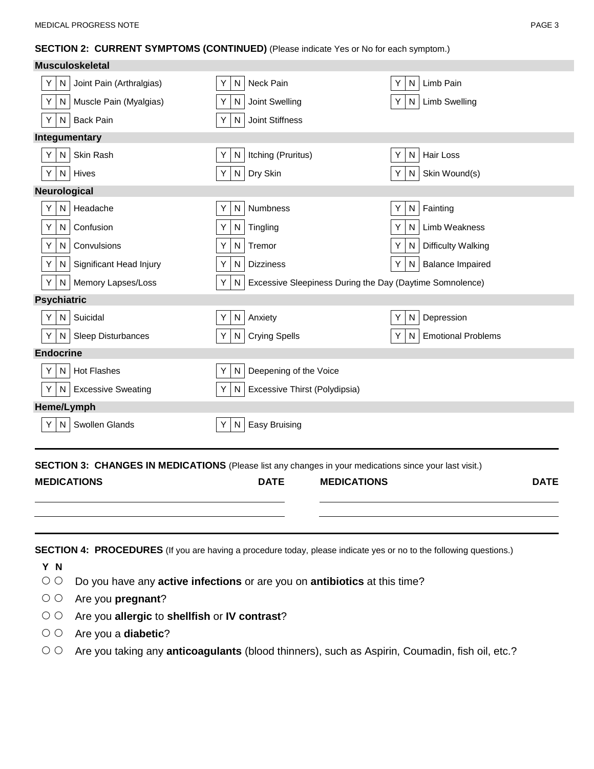## SECTION 2: CURRENT SYMPTOMS (CONTINUED) (Please indicate Yes or No for each symptom.)

### Musculoskeletal

| | | |
|---|---|---|
| Y \| N Joint Pain (Arthralgias) | Y \| N Neck Pain | Y \| N Limb Pain |
| Y \| N Muscle Pain (Myalgias) | Y \| N Joint Swelling | Y \| N Limb Swelling |
| Y \| N Back Pain | Y \| N Joint Stiffness | |

### Integumentary

| | | |
|---|---|---|
| Y \| N Skin Rash | Y \| N Itching (Pruritus) | Y \| N Hair Loss |
| Y \| N Hives | Y \| N Dry Skin | Y \| N Skin Wound(s) |

### Neurological

| | | |
|---|---|---|
| Y \| N Headache | Y \| N Numbness | Y \| N Fainting |
| Y \| N Confusion | Y \| N Tingling | Y \| N Limb Weakness |
| Y \| N Convulsions | Y \| N Tremor | Y \| N Difficulty Walking |
| Y \| N Significant Head Injury | Y \| N Dizziness | Y \| N Balance Impaired |
| Y \| N Memory Lapses/Loss | Y \| N Excessive Sleepiness During the Day (Daytime Somnolence) | |

### Psychiatric

| | | |
|---|---|---|
| Y \| N Suicidal | Y \| N Anxiety | Y \| N Depression |
| Y \| N Sleep Disturbances | Y \| N Crying Spells | Y \| N Emotional Problems |

### Endocrine

| | |
|---|---|
| Y \| N Hot Flashes | Y \| N Deepening of the Voice |
| Y \| N Excessive Sweating | Y \| N Excessive Thirst (Polydipsia) |

### Heme/Lymph

| | |
|---|---|
| Y \| N Swollen Glands | Y \| N Easy Bruising |

## SECTION 3: CHANGES IN MEDICATIONS (Please list any changes in your medications since your last visit.)

| MEDICATIONS | DATE | MEDICATIONS | DATE |
|---|---|---|---|
| | | | |
| | | | |

## SECTION 4: PROCEDURES (If you are having a procedure today, please indicate yes or no to the following questions.)

**Y N**

- ○ ○ Do you have any **active infections** or are you on **antibiotics** at this time?
- ○ ○ Are you **pregnant**?
- ○ ○ Are you **allergic** to **shellfish** or **IV contrast**?
- ○ ○ Are you a **diabetic**?
- ○ ○ Are you taking any **anticoagulants** (blood thinners), such as Aspirin, Coumadin, fish oil, etc.?